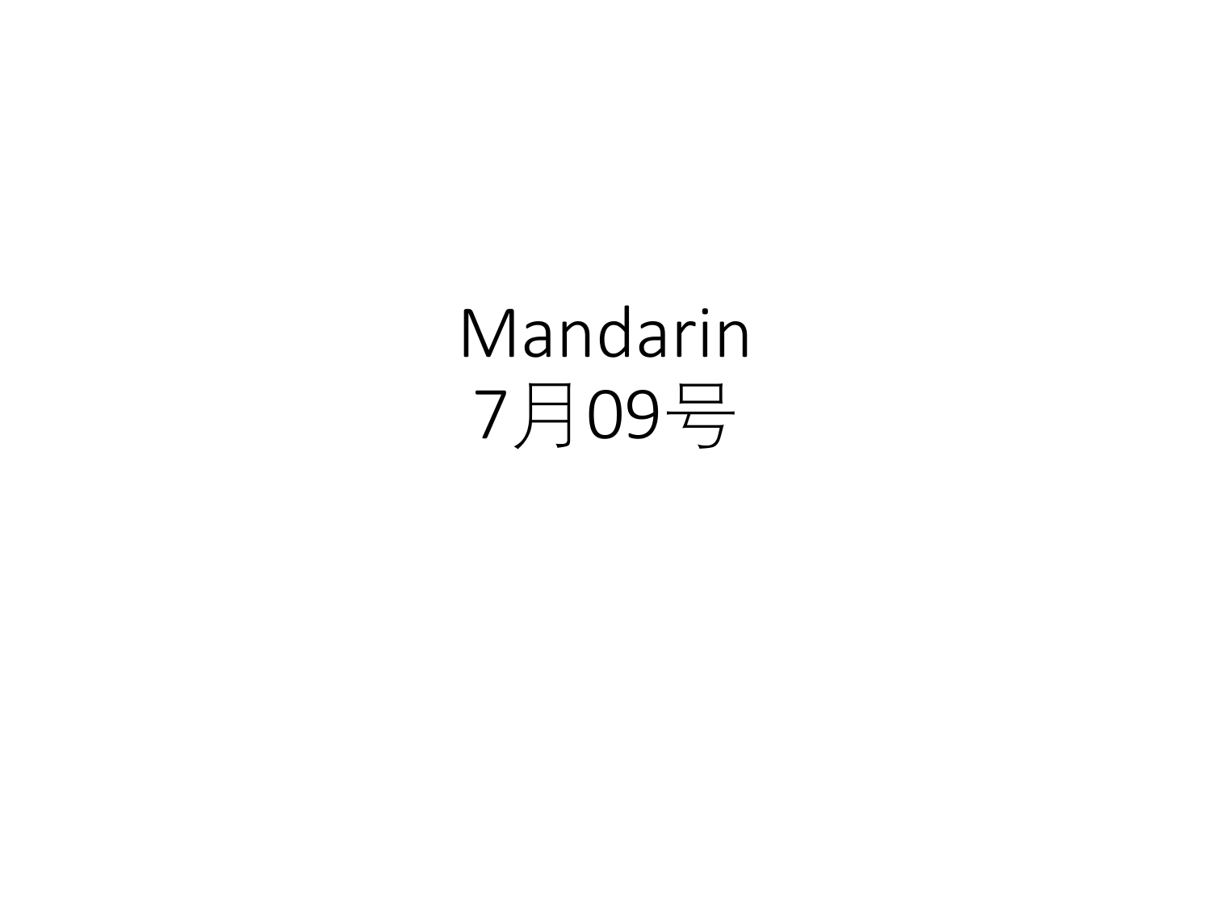# Mandarin
# 7月09号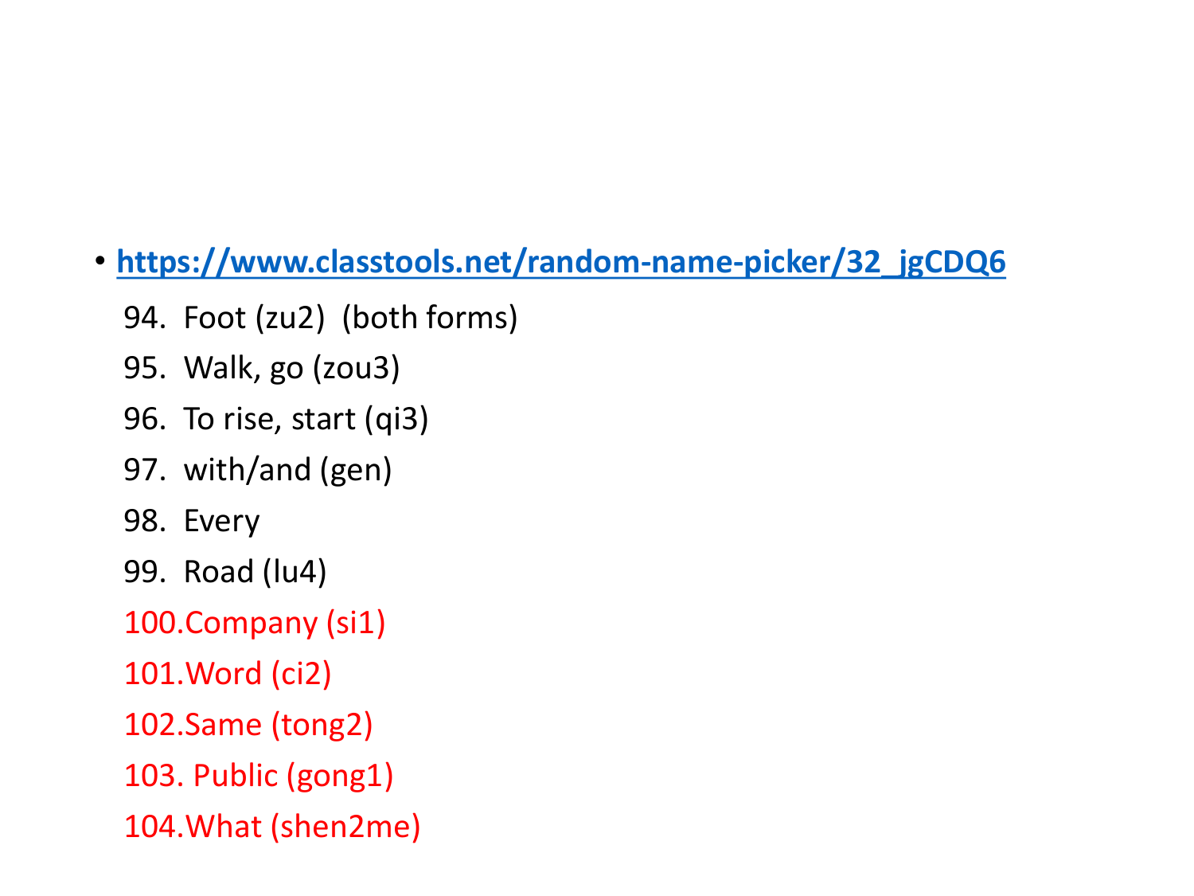- https://www.classtools.net/random-name-picker/32_jgCDQ6

94. Foot (zu2) (both forms)
95. Walk, go (zou3)
96. To rise, start (qi3)
97. with/and (gen)
98. Every
99. Road (lu4)
100. Company (si1)
101. Word (ci2)
102. Same (tong2)
103. Public (gong1)
104. What (shen2me)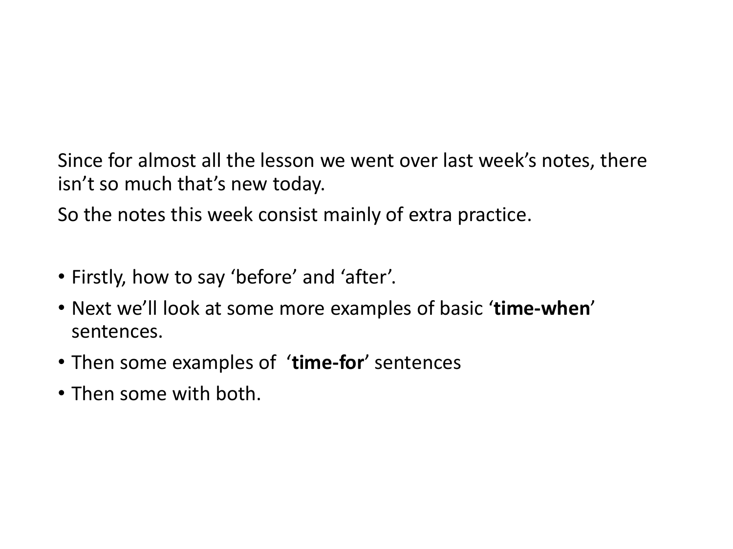Since for almost all the lesson we went over last week’s notes, there isn’t so much that’s new today.

So the notes this week consist mainly of extra practice.

- Firstly, how to say ‘before’ and ‘after’.
- Next we’ll look at some more examples of basic ‘**time-when**’ sentences.
- Then some examples of ‘**time-for**’ sentences
- Then some with both.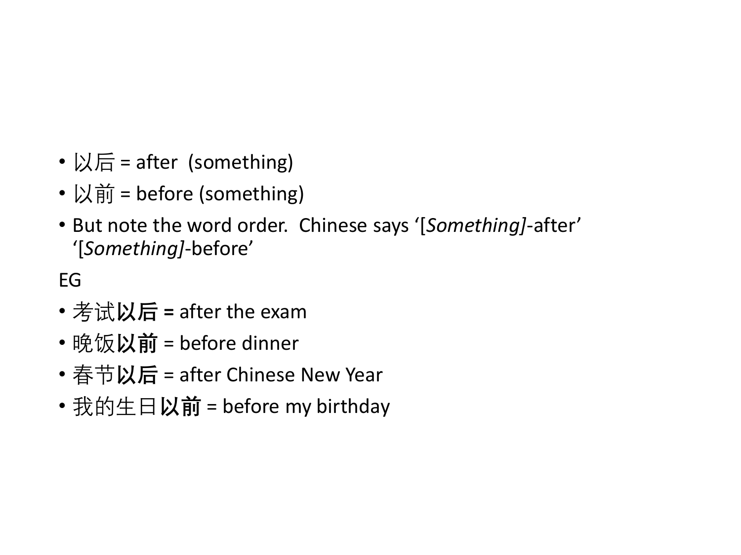- 以后 = after  (something)
- 以前 = before (something)
- But note the word order.  Chinese says ‘[*Something]*-after’ ‘[*Something]*-before’

EG

- 考试**以后 =** after the exam
- 晚饭**以前** = before dinner
- 春节**以后** = after Chinese New Year
- 我的生日**以前** = before my birthday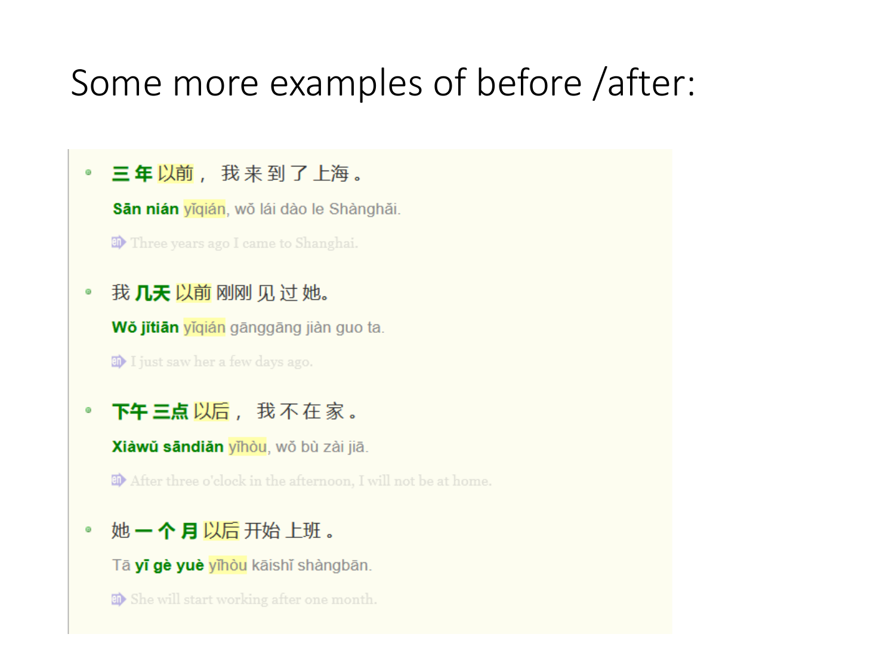# Some more examples of before /after:

- **三年** 以前， 我来到了上海。

  **Sān nián** yǐqián, wǒ lái dào le Shànghǎi.

  Three years ago I came to Shanghai.

- 我 **几天** 以前 刚刚 见过 她。

  **Wǒ jǐtiān** yǐqián gānggāng jiàn guo ta.

  I just saw her a few days ago.

- **下午 三点** 以后， 我不在家。

  **Xiàwǔ sāndiǎn** yǐhòu, wǒ bù zài jiā.

  After three o'clock in the afternoon, I will not be at home.

- 她 **一个月** 以后 开始 上班。

  Tā **yī gè yuè** yǐhòu kāishǐ shàngbān.

  She will start working after one month.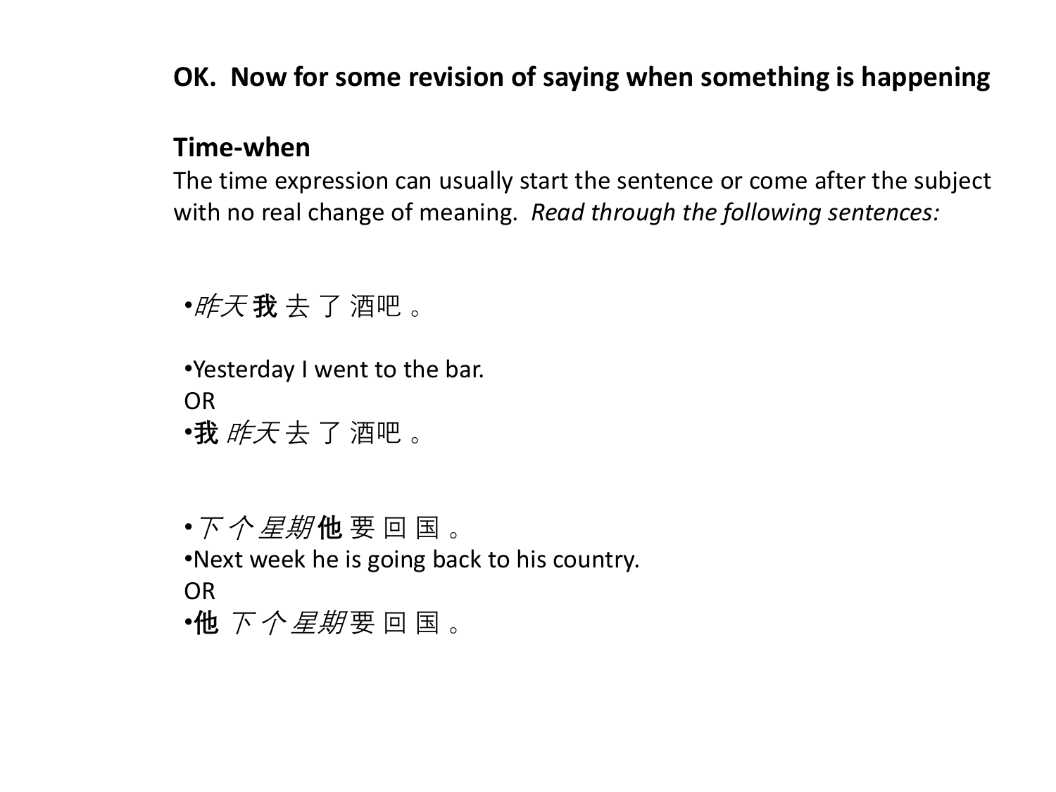**OK. Now for some revision of saying when something is happening**

**Time-when**

The time expression can usually start the sentence or come after the subject with no real change of meaning. *Read through the following sentences:*

- *昨天* **我** 去 了 酒吧 。

- Yesterday I went to the bar.

OR

- **我** *昨天* 去 了 酒吧 。

- *下 个 星期* **他** 要 回 国 。
- Next week he is going back to his country.

OR

- **他** *下 个 星期* 要 回 国 。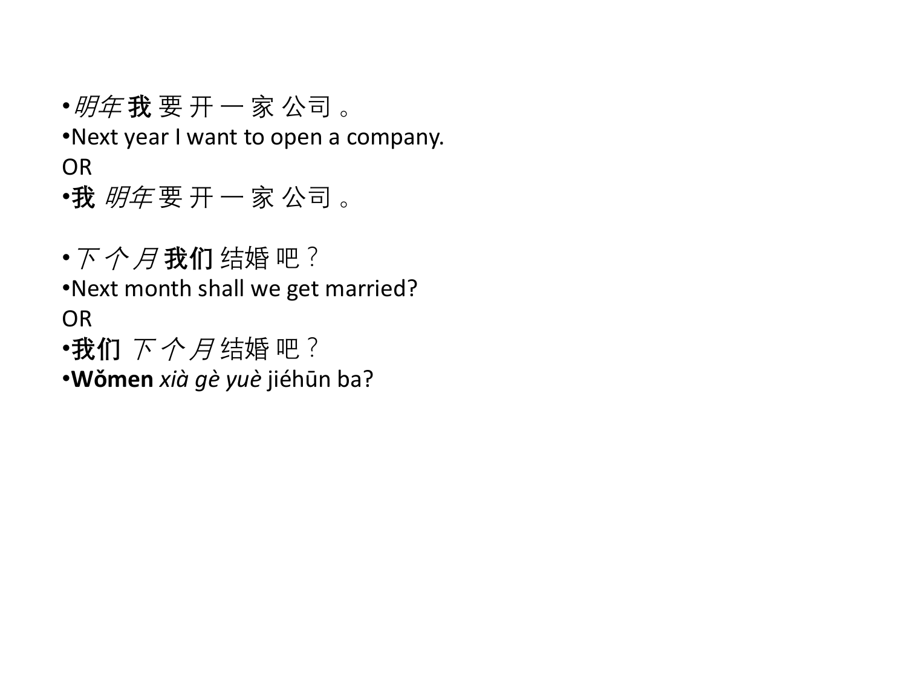- *明年* **我** 要 开 一 家 公司 。
- Next year I want to open a company.

OR

- **我** *明年* 要 开 一 家 公司 。

- *下 个 月* **我们** 结婚 吧？
- Next month shall we get married?

OR

- **我们** *下 个 月* 结婚 吧？
- **Wǒmen** *xià gè yuè* jiéhūn ba?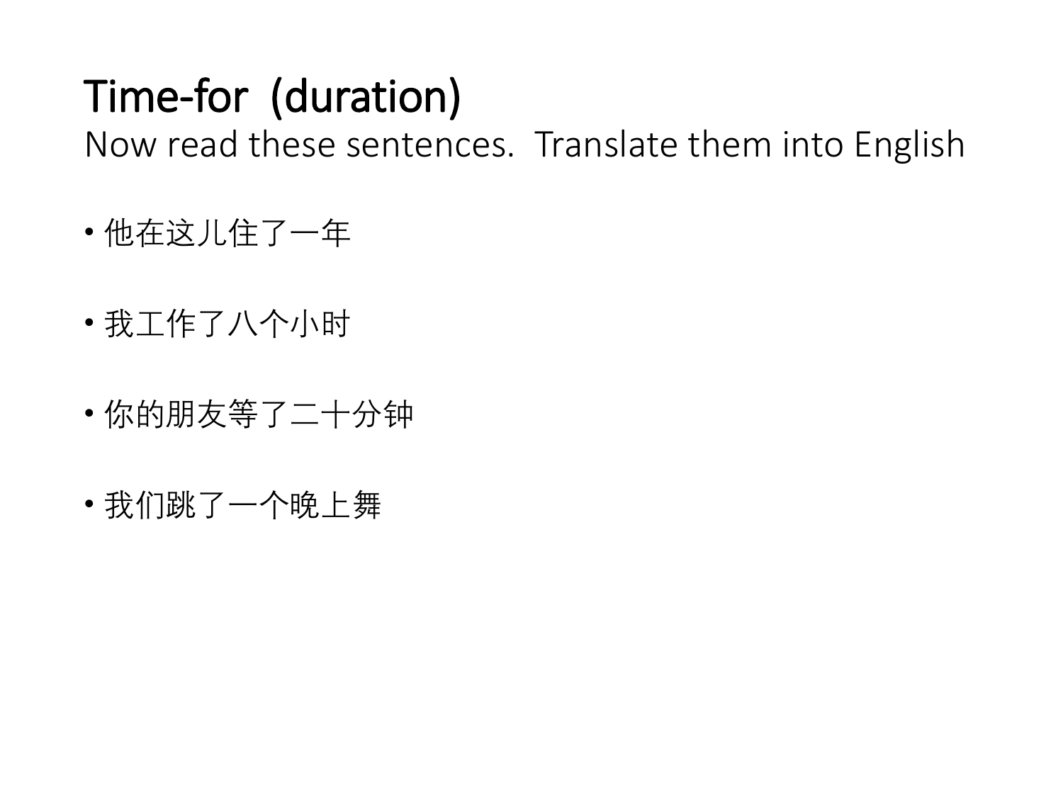# Time-for (duration)

Now read these sentences. Translate them into English

- 他在这儿住了一年
- 我工作了八个小时
- 你的朋友等了二十分钟
- 我们跳了一个晚上舞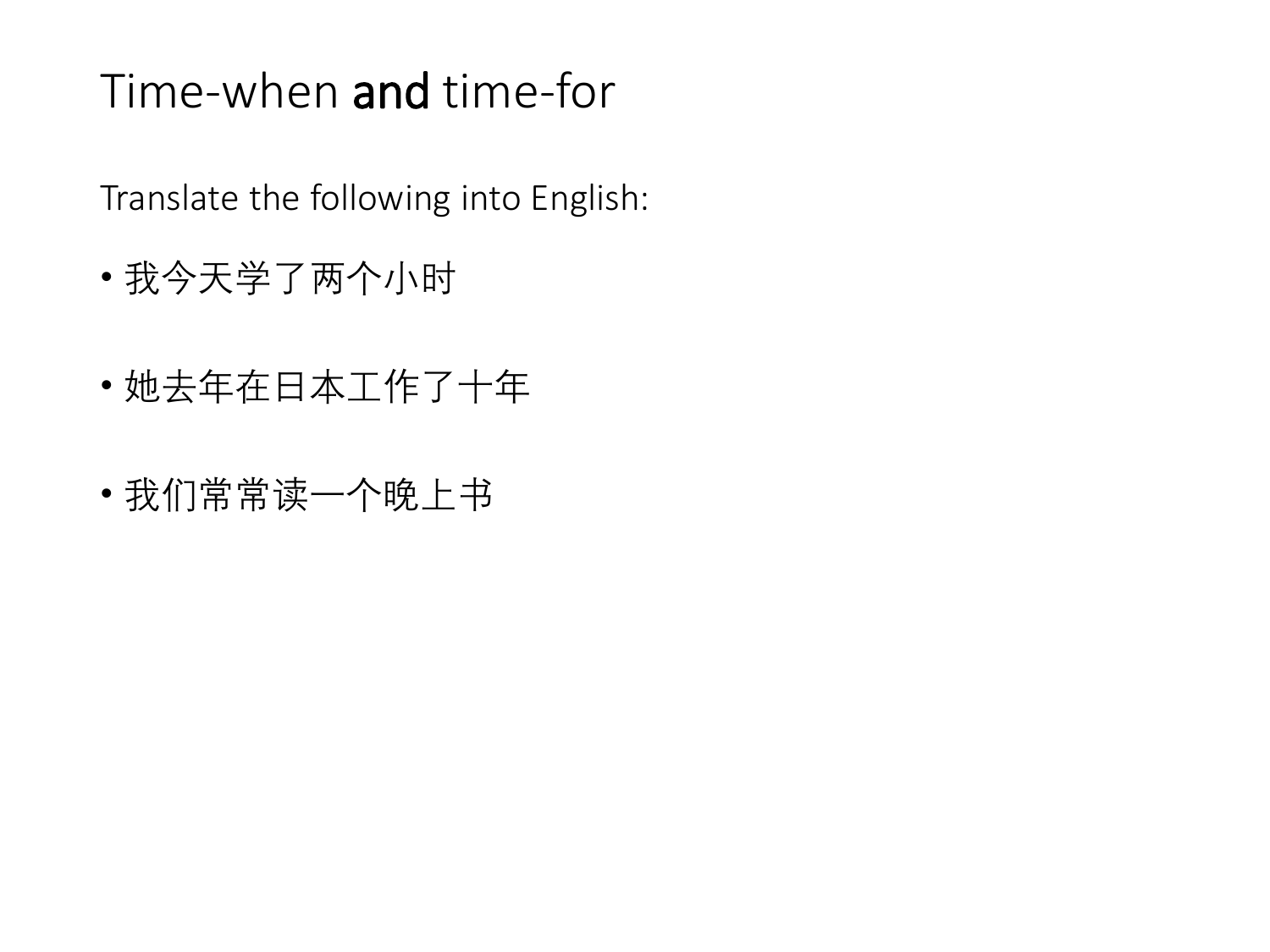# Time-when **and** time-for

Translate the following into English:

- 我今天学了两个小时
- 她去年在日本工作了十年
- 我们常常读一个晚上书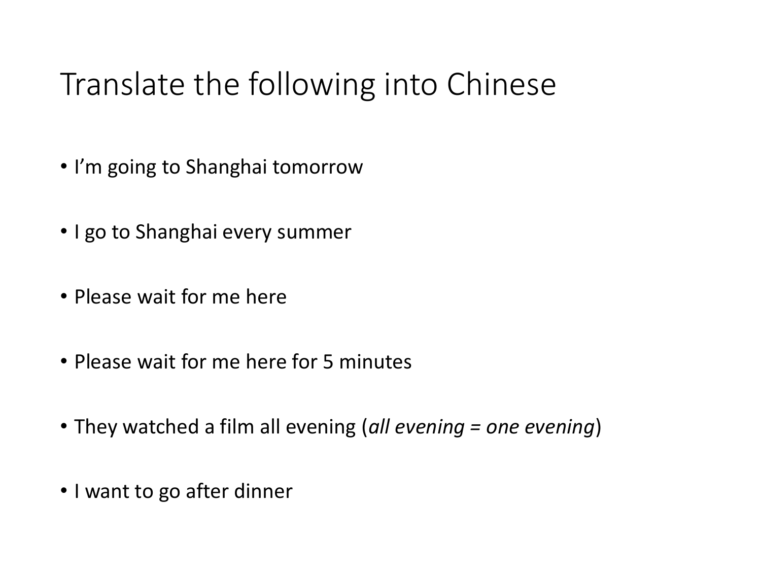# Translate the following into Chinese

- I'm going to Shanghai tomorrow
- I go to Shanghai every summer
- Please wait for me here
- Please wait for me here for 5 minutes
- They watched a film all evening (*all evening = one evening*)
- I want to go after dinner